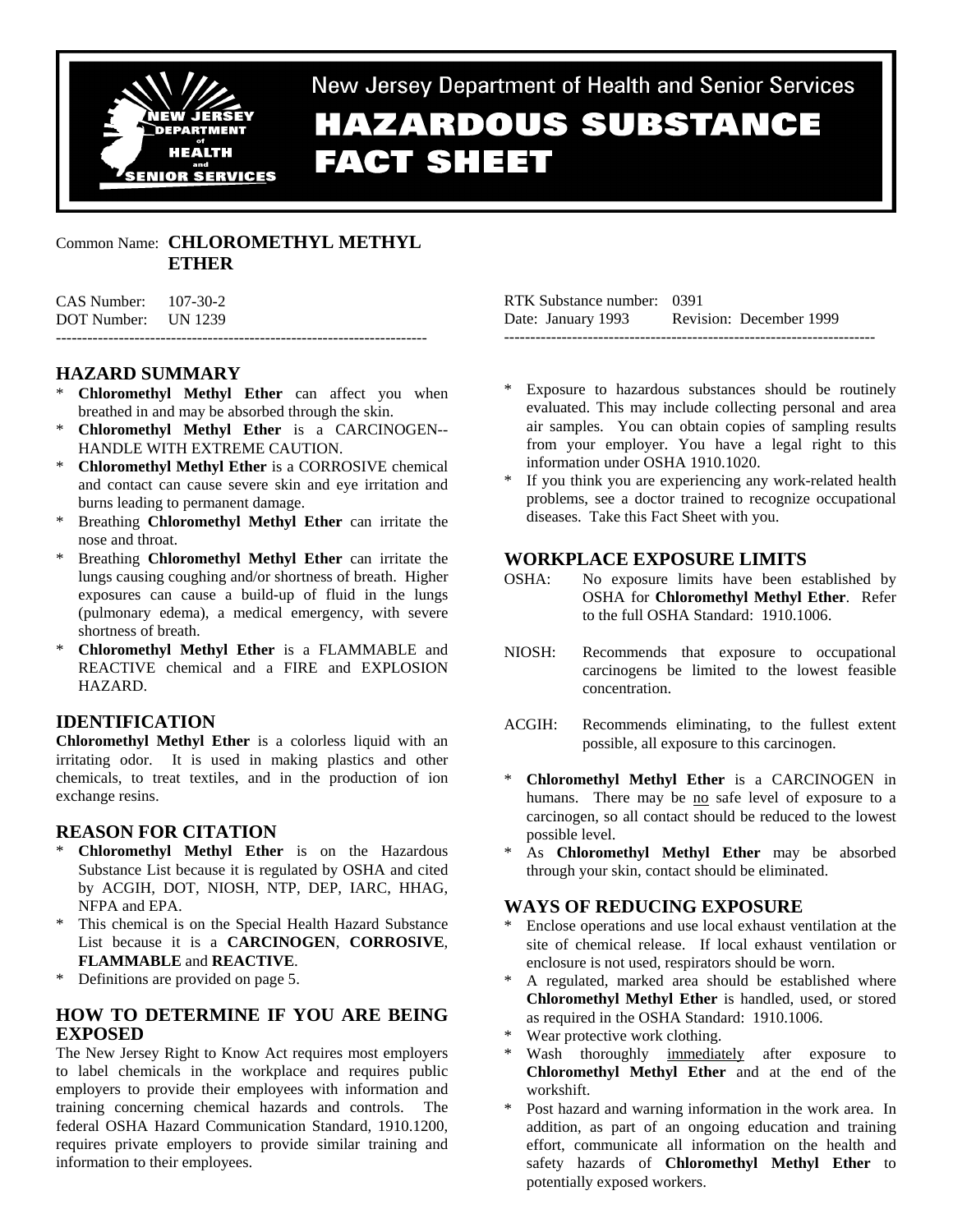New Jersey Department of Health and Senior Services

# HAZARDOUS SUBSTANCE FACT SHEET

Common Name: **CHLOROMETHYL METHYL ETHER**

CAS Number: 107-30-2
DOT Number: UN 1239

RTK Substance number: 0391
Date: January 1993 Revision: December 1999

---

## HAZARD SUMMARY

* **Chloromethyl Methyl Ether** can affect you when breathed in and may be absorbed through the skin.
* **Chloromethyl Methyl Ether** is a CARCINOGEN--HANDLE WITH EXTREME CAUTION.
* **Chloromethyl Methyl Ether** is a CORROSIVE chemical and contact can cause severe skin and eye irritation and burns leading to permanent damage.
* Breathing **Chloromethyl Methyl Ether** can irritate the nose and throat.
* Breathing **Chloromethyl Methyl Ether** can irritate the lungs causing coughing and/or shortness of breath. Higher exposures can cause a build-up of fluid in the lungs (pulmonary edema), a medical emergency, with severe shortness of breath.
* **Chloromethyl Methyl Ether** is a FLAMMABLE and REACTIVE chemical and a FIRE and EXPLOSION HAZARD.

## IDENTIFICATION

**Chloromethyl Methyl Ether** is a colorless liquid with an irritating odor. It is used in making plastics and other chemicals, to treat textiles, and in the production of ion exchange resins.

## REASON FOR CITATION

* **Chloromethyl Methyl Ether** is on the Hazardous Substance List because it is regulated by OSHA and cited by ACGIH, DOT, NIOSH, NTP, DEP, IARC, HHAG, NFPA and EPA.
* This chemical is on the Special Health Hazard Substance List because it is a **CARCINOGEN**, **CORROSIVE**, **FLAMMABLE** and **REACTIVE**.
* Definitions are provided on page 5.

## HOW TO DETERMINE IF YOU ARE BEING EXPOSED

The New Jersey Right to Know Act requires most employers to label chemicals in the workplace and requires public employers to provide their employees with information and training concerning chemical hazards and controls. The federal OSHA Hazard Communication Standard, 1910.1200, requires private employers to provide similar training and information to their employees.

* Exposure to hazardous substances should be routinely evaluated. This may include collecting personal and area air samples. You can obtain copies of sampling results from your employer. You have a legal right to this information under OSHA 1910.1020.
* If you think you are experiencing any work-related health problems, see a doctor trained to recognize occupational diseases. Take this Fact Sheet with you.

## WORKPLACE EXPOSURE LIMITS

OSHA: No exposure limits have been established by OSHA for **Chloromethyl Methyl Ether**. Refer to the full OSHA Standard: 1910.1006.

NIOSH: Recommends that exposure to occupational carcinogens be limited to the lowest feasible concentration.

ACGIH: Recommends eliminating, to the fullest extent possible, all exposure to this carcinogen.

* **Chloromethyl Methyl Ether** is a CARCINOGEN in humans. There may be no safe level of exposure to a carcinogen, so all contact should be reduced to the lowest possible level.
* As **Chloromethyl Methyl Ether** may be absorbed through your skin, contact should be eliminated.

## WAYS OF REDUCING EXPOSURE

* Enclose operations and use local exhaust ventilation at the site of chemical release. If local exhaust ventilation or enclosure is not used, respirators should be worn.
* A regulated, marked area should be established where **Chloromethyl Methyl Ether** is handled, used, or stored as required in the OSHA Standard: 1910.1006.
* Wear protective work clothing.
* Wash thoroughly immediately after exposure to **Chloromethyl Methyl Ether** and at the end of the workshift.
* Post hazard and warning information in the work area. In addition, as part of an ongoing education and training effort, communicate all information on the health and safety hazards of **Chloromethyl Methyl Ether** to potentially exposed workers.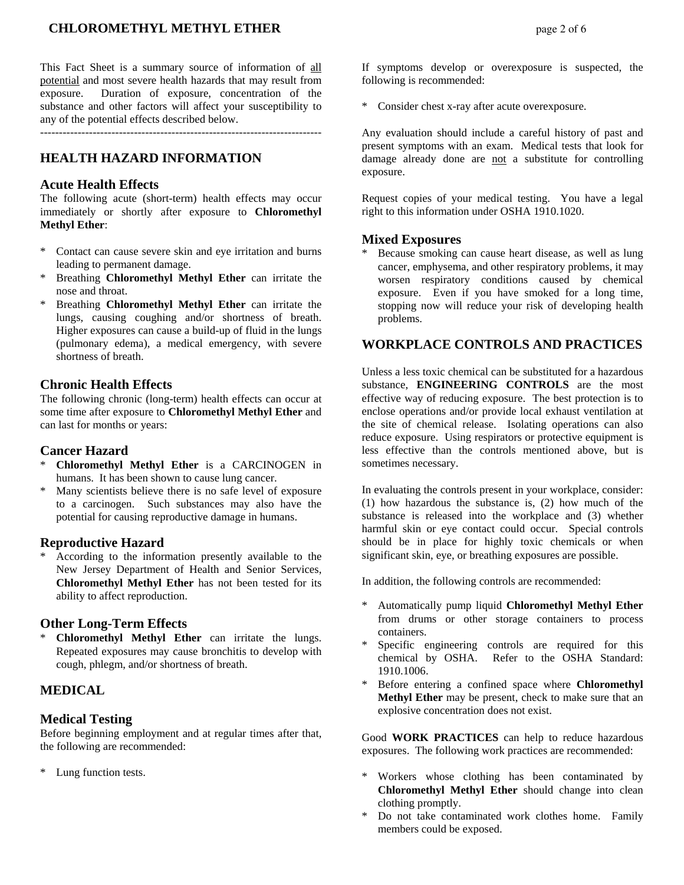This Fact Sheet is a summary source of information of all potential and most severe health hazards that may result from exposure. Duration of exposure, concentration of the substance and other factors will affect your susceptibility to any of the potential effects described below.

---

## HEALTH HAZARD INFORMATION

### Acute Health Effects

The following acute (short-term) health effects may occur immediately or shortly after exposure to **Chloromethyl Methyl Ether**:

* Contact can cause severe skin and eye irritation and burns leading to permanent damage.
* Breathing **Chloromethyl Methyl Ether** can irritate the nose and throat.
* Breathing **Chloromethyl Methyl Ether** can irritate the lungs, causing coughing and/or shortness of breath. Higher exposures can cause a build-up of fluid in the lungs (pulmonary edema), a medical emergency, with severe shortness of breath.

### Chronic Health Effects

The following chronic (long-term) health effects can occur at some time after exposure to **Chloromethyl Methyl Ether** and can last for months or years:

### Cancer Hazard

* **Chloromethyl Methyl Ether** is a CARCINOGEN in humans. It has been shown to cause lung cancer.
* Many scientists believe there is no safe level of exposure to a carcinogen. Such substances may also have the potential for causing reproductive damage in humans.

### Reproductive Hazard

* According to the information presently available to the New Jersey Department of Health and Senior Services, **Chloromethyl Methyl Ether** has not been tested for its ability to affect reproduction.

### Other Long-Term Effects

* **Chloromethyl Methyl Ether** can irritate the lungs. Repeated exposures may cause bronchitis to develop with cough, phlegm, and/or shortness of breath.

## MEDICAL

### Medical Testing

Before beginning employment and at regular times after that, the following are recommended:

* Lung function tests.

If symptoms develop or overexposure is suspected, the following is recommended:

* Consider chest x-ray after acute overexposure.

Any evaluation should include a careful history of past and present symptoms with an exam. Medical tests that look for damage already done are not a substitute for controlling exposure.

Request copies of your medical testing. You have a legal right to this information under OSHA 1910.1020.

### Mixed Exposures

* Because smoking can cause heart disease, as well as lung cancer, emphysema, and other respiratory problems, it may worsen respiratory conditions caused by chemical exposure. Even if you have smoked for a long time, stopping now will reduce your risk of developing health problems.

## WORKPLACE CONTROLS AND PRACTICES

Unless a less toxic chemical can be substituted for a hazardous substance, **ENGINEERING CONTROLS** are the most effective way of reducing exposure. The best protection is to enclose operations and/or provide local exhaust ventilation at the site of chemical release. Isolating operations can also reduce exposure. Using respirators or protective equipment is less effective than the controls mentioned above, but is sometimes necessary.

In evaluating the controls present in your workplace, consider: (1) how hazardous the substance is, (2) how much of the substance is released into the workplace and (3) whether harmful skin or eye contact could occur. Special controls should be in place for highly toxic chemicals or when significant skin, eye, or breathing exposures are possible.

In addition, the following controls are recommended:

* Automatically pump liquid **Chloromethyl Methyl Ether** from drums or other storage containers to process containers.
* Specific engineering controls are required for this chemical by OSHA. Refer to the OSHA Standard: 1910.1006.
* Before entering a confined space where **Chloromethyl Methyl Ether** may be present, check to make sure that an explosive concentration does not exist.

Good **WORK PRACTICES** can help to reduce hazardous exposures. The following work practices are recommended:

* Workers whose clothing has been contaminated by **Chloromethyl Methyl Ether** should change into clean clothing promptly.
* Do not take contaminated work clothes home. Family members could be exposed.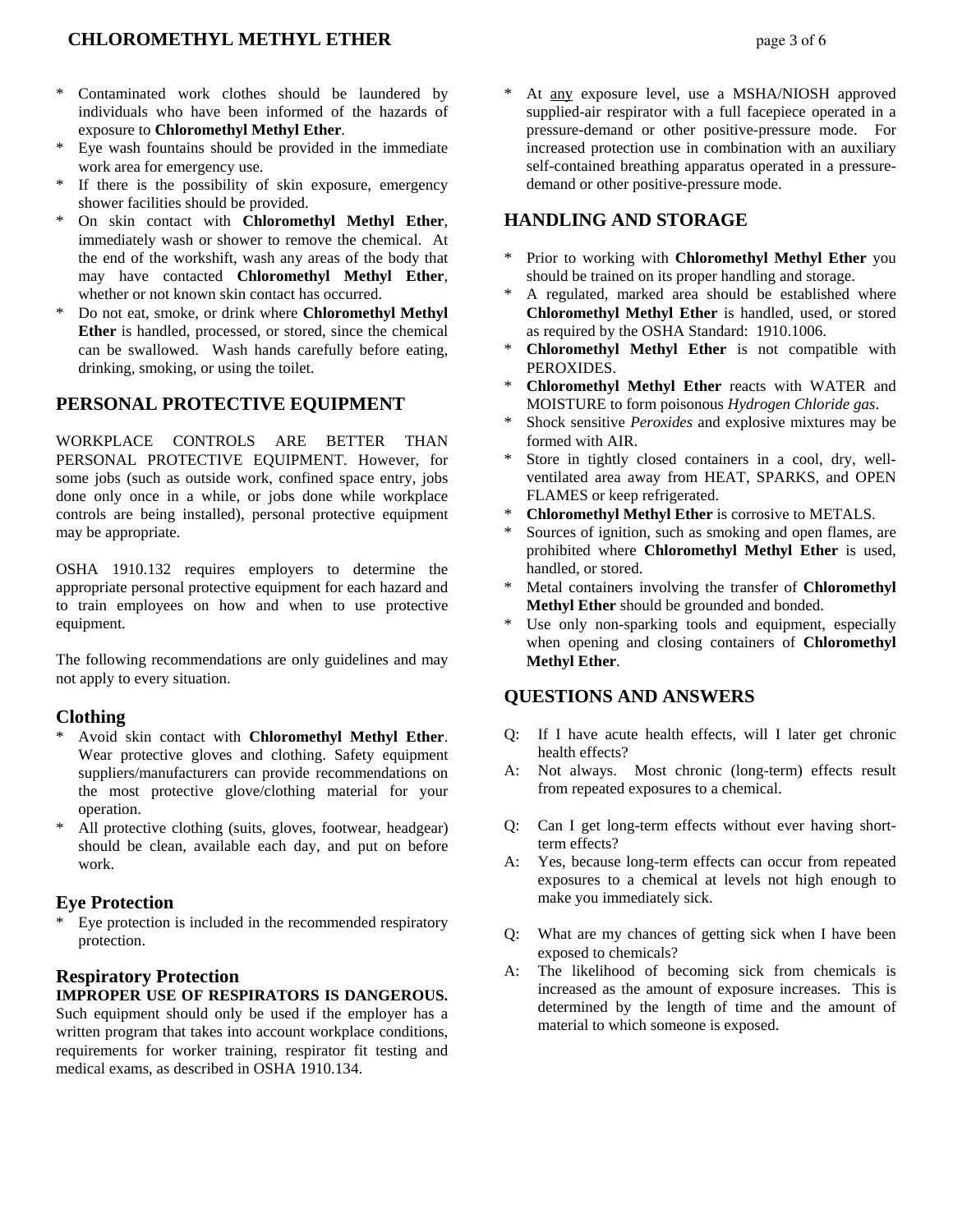* Contaminated work clothes should be laundered by individuals who have been informed of the hazards of exposure to **Chloromethyl Methyl Ether**.
* Eye wash fountains should be provided in the immediate work area for emergency use.
* If there is the possibility of skin exposure, emergency shower facilities should be provided.
* On skin contact with **Chloromethyl Methyl Ether**, immediately wash or shower to remove the chemical. At the end of the workshift, wash any areas of the body that may have contacted **Chloromethyl Methyl Ether**, whether or not known skin contact has occurred.
* Do not eat, smoke, or drink where **Chloromethyl Methyl Ether** is handled, processed, or stored, since the chemical can be swallowed. Wash hands carefully before eating, drinking, smoking, or using the toilet.

## PERSONAL PROTECTIVE EQUIPMENT

WORKPLACE CONTROLS ARE BETTER THAN PERSONAL PROTECTIVE EQUIPMENT. However, for some jobs (such as outside work, confined space entry, jobs done only once in a while, or jobs done while workplace controls are being installed), personal protective equipment may be appropriate.

OSHA 1910.132 requires employers to determine the appropriate personal protective equipment for each hazard and to train employees on how and when to use protective equipment.

The following recommendations are only guidelines and may not apply to every situation.

### Clothing

* Avoid skin contact with **Chloromethyl Methyl Ether**. Wear protective gloves and clothing. Safety equipment suppliers/manufacturers can provide recommendations on the most protective glove/clothing material for your operation.
* All protective clothing (suits, gloves, footwear, headgear) should be clean, available each day, and put on before work.

### Eye Protection

* Eye protection is included in the recommended respiratory protection.

### Respiratory Protection

**IMPROPER USE OF RESPIRATORS IS DANGEROUS.** Such equipment should only be used if the employer has a written program that takes into account workplace conditions, requirements for worker training, respirator fit testing and medical exams, as described in OSHA 1910.134.

* At any exposure level, use a MSHA/NIOSH approved supplied-air respirator with a full facepiece operated in a pressure-demand or other positive-pressure mode. For increased protection use in combination with an auxiliary self-contained breathing apparatus operated in a pressure-demand or other positive-pressure mode.

## HANDLING AND STORAGE

* Prior to working with **Chloromethyl Methyl Ether** you should be trained on its proper handling and storage.
* A regulated, marked area should be established where **Chloromethyl Methyl Ether** is handled, used, or stored as required by the OSHA Standard: 1910.1006.
* **Chloromethyl Methyl Ether** is not compatible with PEROXIDES.
* **Chloromethyl Methyl Ether** reacts with WATER and MOISTURE to form poisonous *Hydrogen Chloride gas*.
* Shock sensitive *Peroxides* and explosive mixtures may be formed with AIR.
* Store in tightly closed containers in a cool, dry, well-ventilated area away from HEAT, SPARKS, and OPEN FLAMES or keep refrigerated.
* **Chloromethyl Methyl Ether** is corrosive to METALS.
* Sources of ignition, such as smoking and open flames, are prohibited where **Chloromethyl Methyl Ether** is used, handled, or stored.
* Metal containers involving the transfer of **Chloromethyl Methyl Ether** should be grounded and bonded.
* Use only non-sparking tools and equipment, especially when opening and closing containers of **Chloromethyl Methyl Ether**.

## QUESTIONS AND ANSWERS

Q: If I have acute health effects, will I later get chronic health effects?
A: Not always. Most chronic (long-term) effects result from repeated exposures to a chemical.

Q: Can I get long-term effects without ever having short-term effects?
A: Yes, because long-term effects can occur from repeated exposures to a chemical at levels not high enough to make you immediately sick.

Q: What are my chances of getting sick when I have been exposed to chemicals?
A: The likelihood of becoming sick from chemicals is increased as the amount of exposure increases. This is determined by the length of time and the amount of material to which someone is exposed.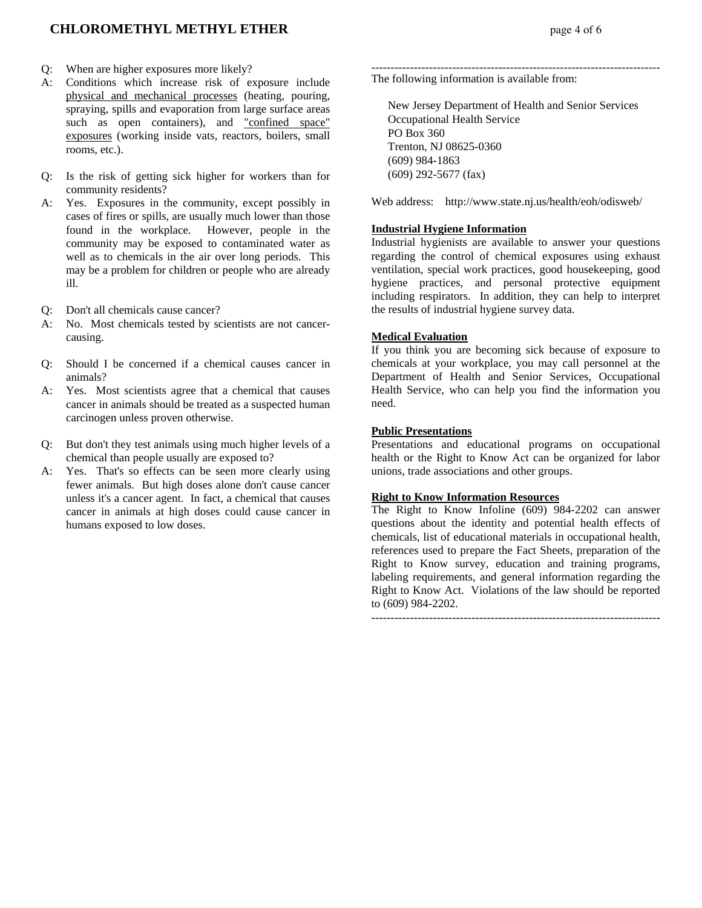Q: When are higher exposures more likely?

A: Conditions which increase risk of exposure include physical and mechanical processes (heating, pouring, spraying, spills and evaporation from large surface areas such as open containers), and "confined space" exposures (working inside vats, reactors, boilers, small rooms, etc.).

Q: Is the risk of getting sick higher for workers than for community residents?

A: Yes. Exposures in the community, except possibly in cases of fires or spills, are usually much lower than those found in the workplace. However, people in the community may be exposed to contaminated water as well as to chemicals in the air over long periods. This may be a problem for children or people who are already ill.

Q: Don't all chemicals cause cancer?

A: No. Most chemicals tested by scientists are not cancer-causing.

Q: Should I be concerned if a chemical causes cancer in animals?

A: Yes. Most scientists agree that a chemical that causes cancer in animals should be treated as a suspected human carcinogen unless proven otherwise.

Q: But don't they test animals using much higher levels of a chemical than people usually are exposed to?

A: Yes. That's so effects can be seen more clearly using fewer animals. But high doses alone don't cause cancer unless it's a cancer agent. In fact, a chemical that causes cancer in animals at high doses could cause cancer in humans exposed to low doses.

---

The following information is available from:

New Jersey Department of Health and Senior Services
Occupational Health Service
PO Box 360
Trenton, NJ 08625-0360
(609) 984-1863
(609) 292-5677 (fax)

Web address: http://www.state.nj.us/health/eoh/odisweb/

**Industrial Hygiene Information**

Industrial hygienists are available to answer your questions regarding the control of chemical exposures using exhaust ventilation, special work practices, good housekeeping, good hygiene practices, and personal protective equipment including respirators. In addition, they can help to interpret the results of industrial hygiene survey data.

**Medical Evaluation**

If you think you are becoming sick because of exposure to chemicals at your workplace, you may call personnel at the Department of Health and Senior Services, Occupational Health Service, who can help you find the information you need.

**Public Presentations**

Presentations and educational programs on occupational health or the Right to Know Act can be organized for labor unions, trade associations and other groups.

**Right to Know Information Resources**

The Right to Know Infoline (609) 984-2202 can answer questions about the identity and potential health effects of chemicals, list of educational materials in occupational health, references used to prepare the Fact Sheets, preparation of the Right to Know survey, education and training programs, labeling requirements, and general information regarding the Right to Know Act. Violations of the law should be reported to (609) 984-2202.

---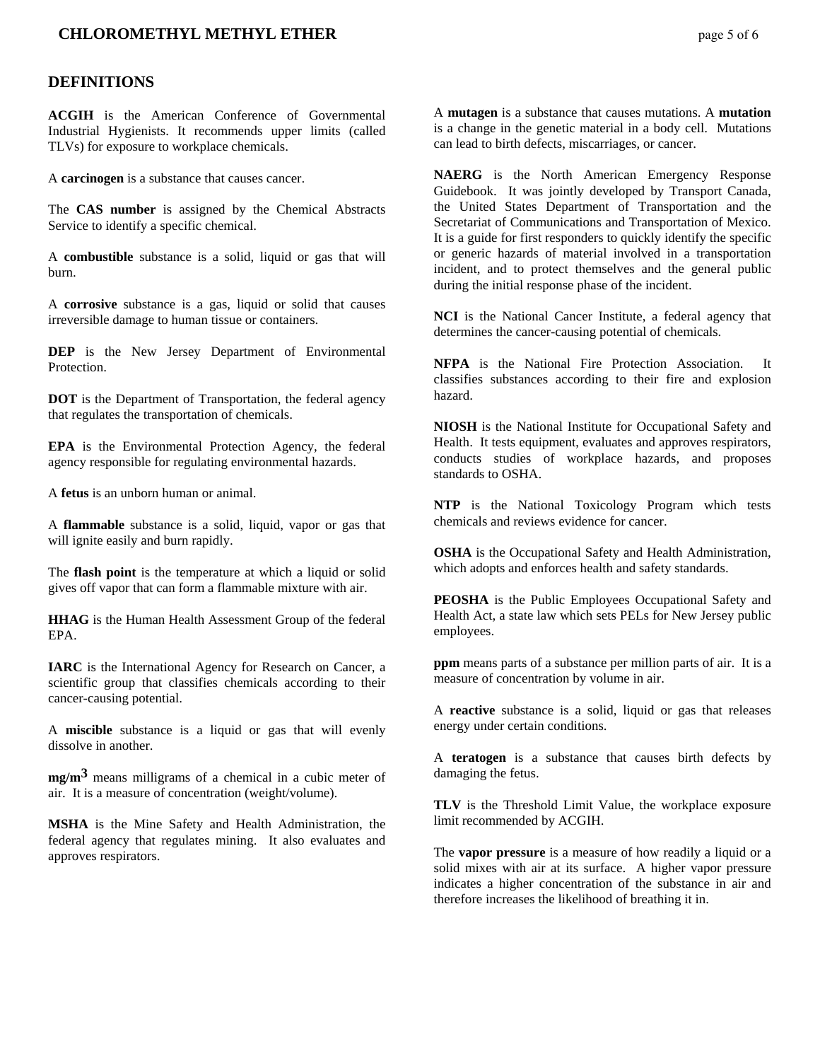## DEFINITIONS

**ACGIH** is the American Conference of Governmental Industrial Hygienists. It recommends upper limits (called TLVs) for exposure to workplace chemicals.

A **carcinogen** is a substance that causes cancer.

The **CAS number** is assigned by the Chemical Abstracts Service to identify a specific chemical.

A **combustible** substance is a solid, liquid or gas that will burn.

A **corrosive** substance is a gas, liquid or solid that causes irreversible damage to human tissue or containers.

**DEP** is the New Jersey Department of Environmental Protection.

**DOT** is the Department of Transportation, the federal agency that regulates the transportation of chemicals.

**EPA** is the Environmental Protection Agency, the federal agency responsible for regulating environmental hazards.

A **fetus** is an unborn human or animal.

A **flammable** substance is a solid, liquid, vapor or gas that will ignite easily and burn rapidly.

The **flash point** is the temperature at which a liquid or solid gives off vapor that can form a flammable mixture with air.

**HHAG** is the Human Health Assessment Group of the federal EPA.

**IARC** is the International Agency for Research on Cancer, a scientific group that classifies chemicals according to their cancer-causing potential.

A **miscible** substance is a liquid or gas that will evenly dissolve in another.

**mg/m$^3$** means milligrams of a chemical in a cubic meter of air. It is a measure of concentration (weight/volume).

**MSHA** is the Mine Safety and Health Administration, the federal agency that regulates mining. It also evaluates and approves respirators.

A **mutagen** is a substance that causes mutations. A **mutation** is a change in the genetic material in a body cell. Mutations can lead to birth defects, miscarriages, or cancer.

**NAERG** is the North American Emergency Response Guidebook. It was jointly developed by Transport Canada, the United States Department of Transportation and the Secretariat of Communications and Transportation of Mexico. It is a guide for first responders to quickly identify the specific or generic hazards of material involved in a transportation incident, and to protect themselves and the general public during the initial response phase of the incident.

**NCI** is the National Cancer Institute, a federal agency that determines the cancer-causing potential of chemicals.

**NFPA** is the National Fire Protection Association. It classifies substances according to their fire and explosion hazard.

**NIOSH** is the National Institute for Occupational Safety and Health. It tests equipment, evaluates and approves respirators, conducts studies of workplace hazards, and proposes standards to OSHA.

**NTP** is the National Toxicology Program which tests chemicals and reviews evidence for cancer.

**OSHA** is the Occupational Safety and Health Administration, which adopts and enforces health and safety standards.

**PEOSHA** is the Public Employees Occupational Safety and Health Act, a state law which sets PELs for New Jersey public employees.

**ppm** means parts of a substance per million parts of air. It is a measure of concentration by volume in air.

A **reactive** substance is a solid, liquid or gas that releases energy under certain conditions.

A **teratogen** is a substance that causes birth defects by damaging the fetus.

**TLV** is the Threshold Limit Value, the workplace exposure limit recommended by ACGIH.

The **vapor pressure** is a measure of how readily a liquid or a solid mixes with air at its surface. A higher vapor pressure indicates a higher concentration of the substance in air and therefore increases the likelihood of breathing it in.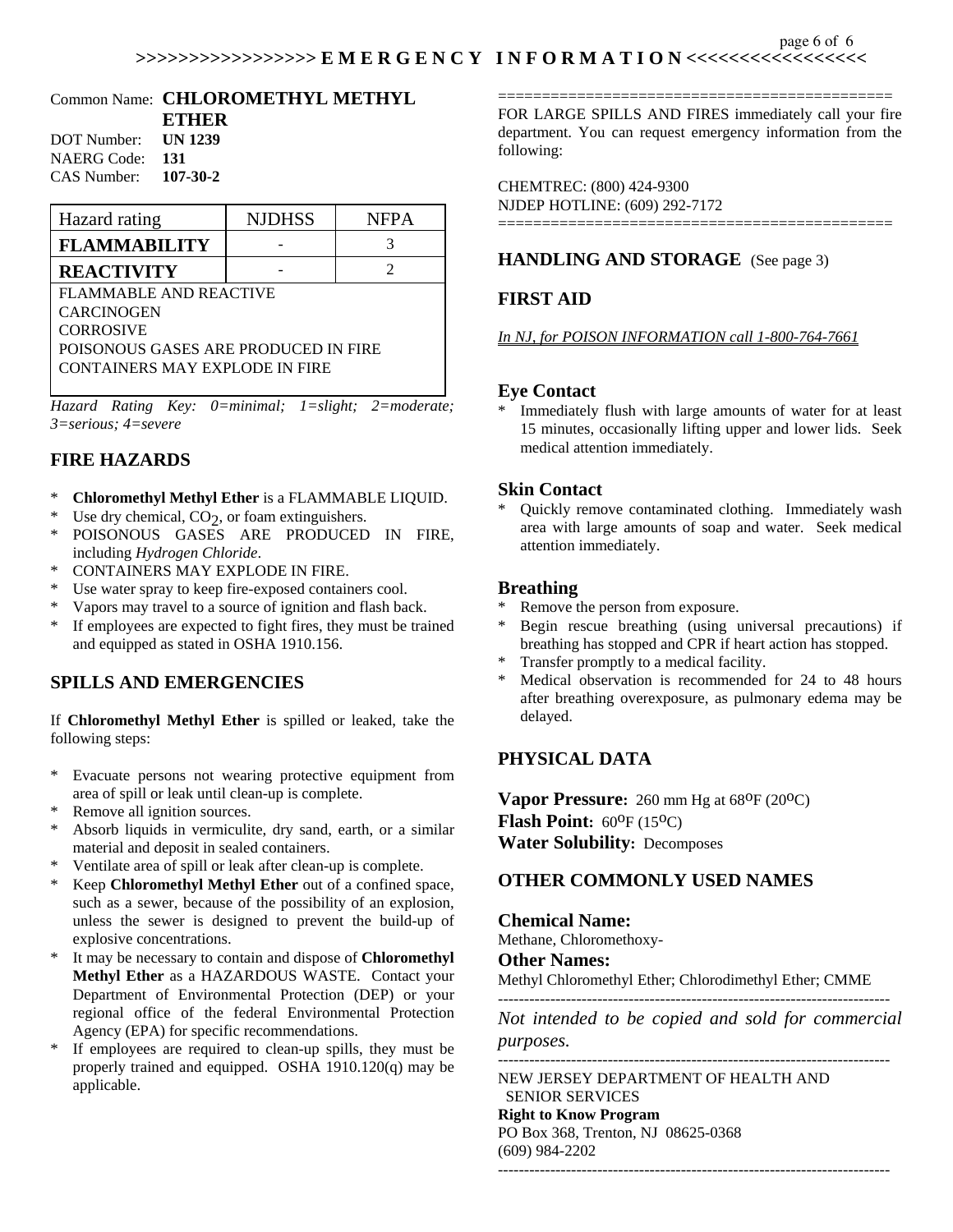>>>>>>>>>>>>>>>>> **E M E R G E N C Y   I N F O R M A T I O N** <<<<<<<<<<<<<<<<<

Common Name: **CHLOROMETHYL METHYL ETHER**
DOT Number: **UN 1239**
NAERG Code: **131**
CAS Number: **107-30-2**

| Hazard rating | NJDHSS | NFPA |
|---|---|---|
| **FLAMMABILITY** | - | 3 |
| **REACTIVITY** | - | 2 |

FLAMMABLE AND REACTIVE
CARCINOGEN
CORROSIVE
POISONOUS GASES ARE PRODUCED IN FIRE
CONTAINERS MAY EXPLODE IN FIRE

*Hazard Rating Key: 0=minimal; 1=slight; 2=moderate; 3=serious; 4=severe*

## FIRE HAZARDS

* **Chloromethyl Methyl Ether** is a FLAMMABLE LIQUID.
* Use dry chemical, $CO_2$, or foam extinguishers.
* POISONOUS GASES ARE PRODUCED IN FIRE, including *Hydrogen Chloride*.
* CONTAINERS MAY EXPLODE IN FIRE.
* Use water spray to keep fire-exposed containers cool.
* Vapors may travel to a source of ignition and flash back.
* If employees are expected to fight fires, they must be trained and equipped as stated in OSHA 1910.156.

## SPILLS AND EMERGENCIES

If **Chloromethyl Methyl Ether** is spilled or leaked, take the following steps:

* Evacuate persons not wearing protective equipment from area of spill or leak until clean-up is complete.
* Remove all ignition sources.
* Absorb liquids in vermiculite, dry sand, earth, or a similar material and deposit in sealed containers.
* Ventilate area of spill or leak after clean-up is complete.
* Keep **Chloromethyl Methyl Ether** out of a confined space, such as a sewer, because of the possibility of an explosion, unless the sewer is designed to prevent the build-up of explosive concentrations.
* It may be necessary to contain and dispose of **Chloromethyl Methyl Ether** as a HAZARDOUS WASTE. Contact your Department of Environmental Protection (DEP) or your regional office of the federal Environmental Protection Agency (EPA) for specific recommendations.
* If employees are required to clean-up spills, they must be properly trained and equipped. OSHA 1910.120(q) may be applicable.

============================================

FOR LARGE SPILLS AND FIRES immediately call your fire department. You can request emergency information from the following:

CHEMTREC: (800) 424-9300
NJDEP HOTLINE: (609) 292-7172

============================================

## HANDLING AND STORAGE (See page 3)

## FIRST AID

*In NJ, for POISON INFORMATION call 1-800-764-7661*

### Eye Contact

* Immediately flush with large amounts of water for at least 15 minutes, occasionally lifting upper and lower lids. Seek medical attention immediately.

### Skin Contact

* Quickly remove contaminated clothing. Immediately wash area with large amounts of soap and water. Seek medical attention immediately.

### Breathing

* Remove the person from exposure.
* Begin rescue breathing (using universal precautions) if breathing has stopped and CPR if heart action has stopped.
* Transfer promptly to a medical facility.
* Medical observation is recommended for 24 to 48 hours after breathing overexposure, as pulmonary edema may be delayed.

## PHYSICAL DATA

**Vapor Pressure:** 260 mm Hg at 68°F (20°C)
**Flash Point:** 60°F (15°C)
**Water Solubility:** Decomposes

## OTHER COMMONLY USED NAMES

**Chemical Name:**
Methane, Chloromethoxy-

**Other Names:**
Methyl Chloromethyl Ether; Chlorodimethyl Ether; CMME

---

*Not intended to be copied and sold for commercial purposes.*

---

NEW JERSEY DEPARTMENT OF HEALTH AND SENIOR SERVICES
**Right to Know Program**
PO Box 368, Trenton, NJ 08625-0368
(609) 984-2202

---